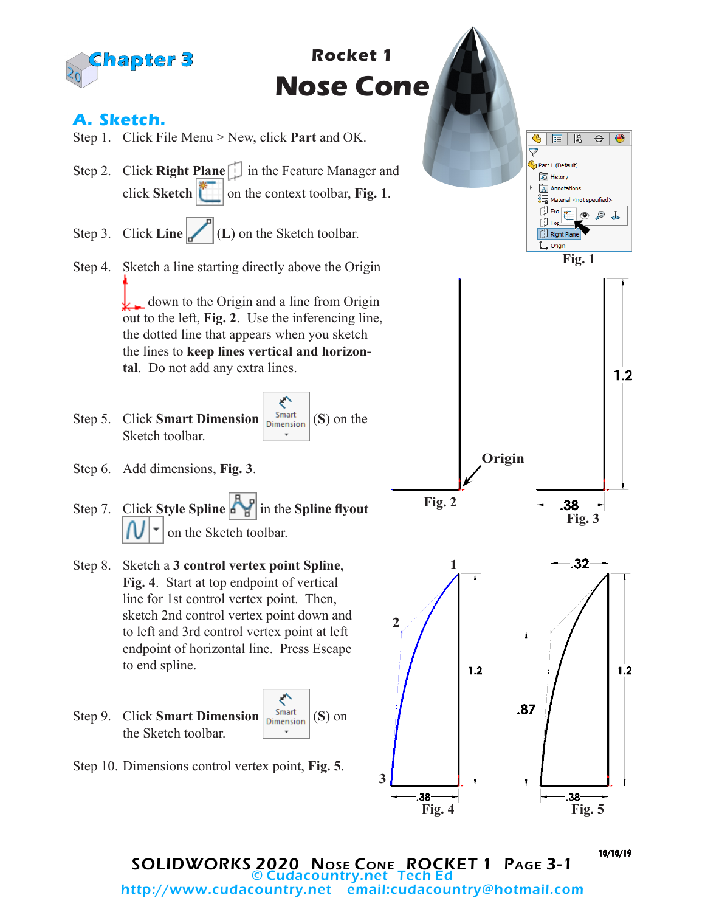# Chapter 3

## Rocket 1
# Nose Cone

## A. Sketch.

Step 1. Click File Menu > New, click **Part** and OK.

Step 2. Click **Right Plane** in the Feature Manager and click **Sketch** on the context toolbar, **Fig. 1**.

Step 3. Click **Line** (**L**) on the Sketch toolbar.

Step 4. Sketch a line starting directly above the Origin down to the Origin and a line from Origin out to the left, **Fig. 2**. Use the inferencing line, the dotted line that appears when you sketch the lines to **keep lines vertical and horizontal**. Do not add any extra lines.

Step 5. Click **Smart Dimension** (**S**) on the Sketch toolbar.

Step 6. Add dimensions, **Fig. 3**.

Step 7. Click **Style Spline** in the **Spline flyout** on the Sketch toolbar.

Step 8. Sketch a **3 control vertex point Spline**, **Fig. 4**. Start at top endpoint of vertical line for 1st control vertex point. Then, sketch 2nd control vertex point down and to left and 3rd control vertex point at left endpoint of horizontal line. Press Escape to end spline.

Step 9. Click **Smart Dimension** (**S**) on the Sketch toolbar.

Step 10. Dimensions control vertex point, **Fig. 5**.

Fig. 1

Origin

Fig. 2

1.2

.38

Fig. 3

1

2

3

1.2

.38

Fig. 4

.32

.87

1.2

.38

Fig. 5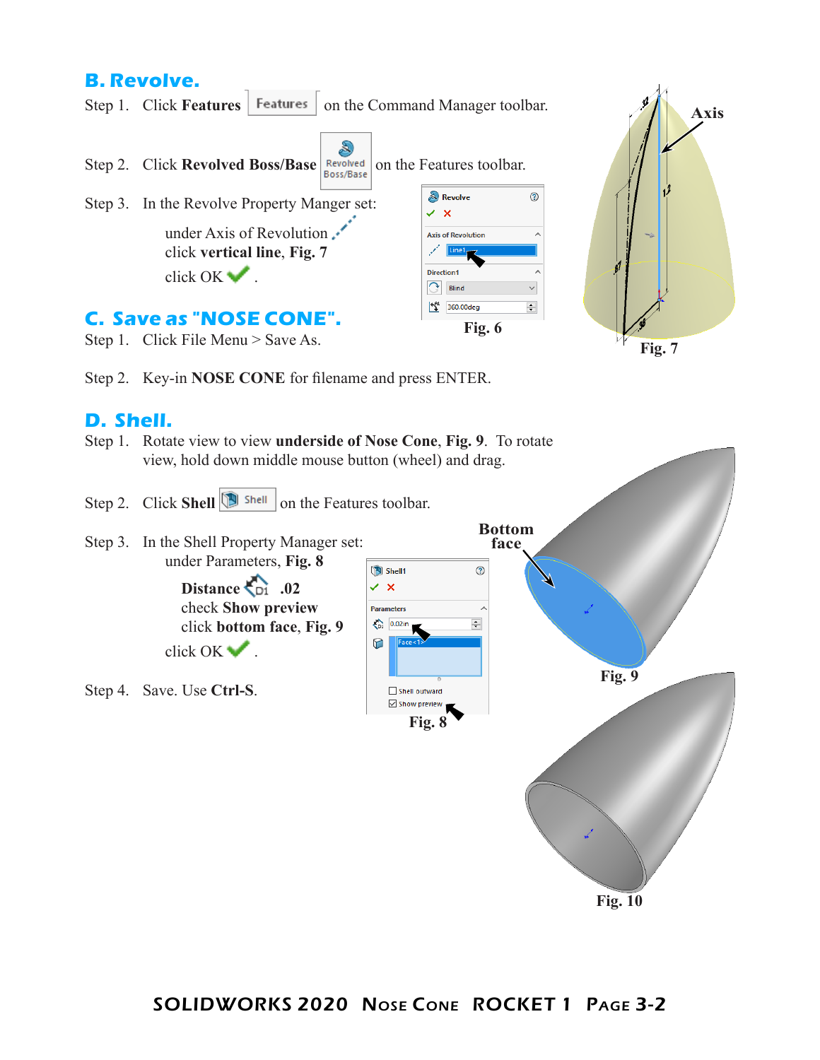## B. Revolve.

Step 1. Click **Features** [Features] on the Command Manager toolbar.

Step 2. Click **Revolved Boss/Base** [Revolved Boss/Base] on the Features toolbar.

Step 3. In the Revolve Property Manger set:

under Axis of Revolution
click **vertical line**, **Fig. 7**
click OK .

Fig. 6

Axis

Fig. 7

## C. Save as "NOSE CONE".

Step 1. Click File Menu > Save As.

Step 2. Key-in **NOSE CONE** for filename and press ENTER.

## D. Shell.

Step 1. Rotate view to view **underside of Nose Cone**, **Fig. 9**. To rotate view, hold down middle mouse button (wheel) and drag.

Step 2. Click **Shell** [Shell] on the Features toolbar.

Step 3. In the Shell Property Manager set:
under Parameters, **Fig. 8**

**Distance** **.02**
check **Show preview**
click **bottom face**, **Fig. 9**

click OK .

Step 4. Save. Use **Ctrl-S**.

Fig. 8

Bottom face

Fig. 9

Fig. 10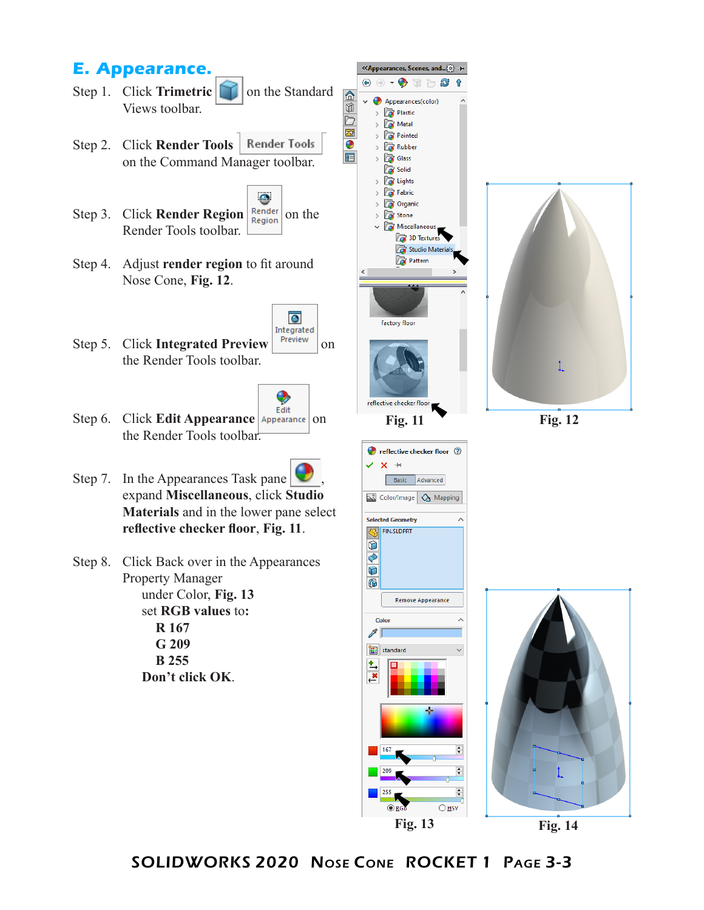## E. Appearance.

Step 1. Click **Trimetric** on the Standard Views toolbar.

Step 2. Click **Render Tools** on the Command Manager toolbar.

Step 3. Click **Render Region** on the Render Tools toolbar.

Step 4. Adjust **render region** to fit around Nose Cone, **Fig. 12**.

Step 5. Click **Integrated Preview** on the Render Tools toolbar.

Step 6. Click **Edit Appearance** on the Render Tools toolbar.

Step 7. In the Appearances Task pane, expand **Miscellaneous**, click **Studio Materials** and in the lower pane select **reflective checker floor**, **Fig. 11**.

Step 8. Click Back over in the Appearances Property Manager
under Color, **Fig. 13**
set **RGB values** to:
**R 167**
**G 209**
**B 255**
**Don't click OK**.

Fig. 11

Fig. 12

Fig. 13

Fig. 14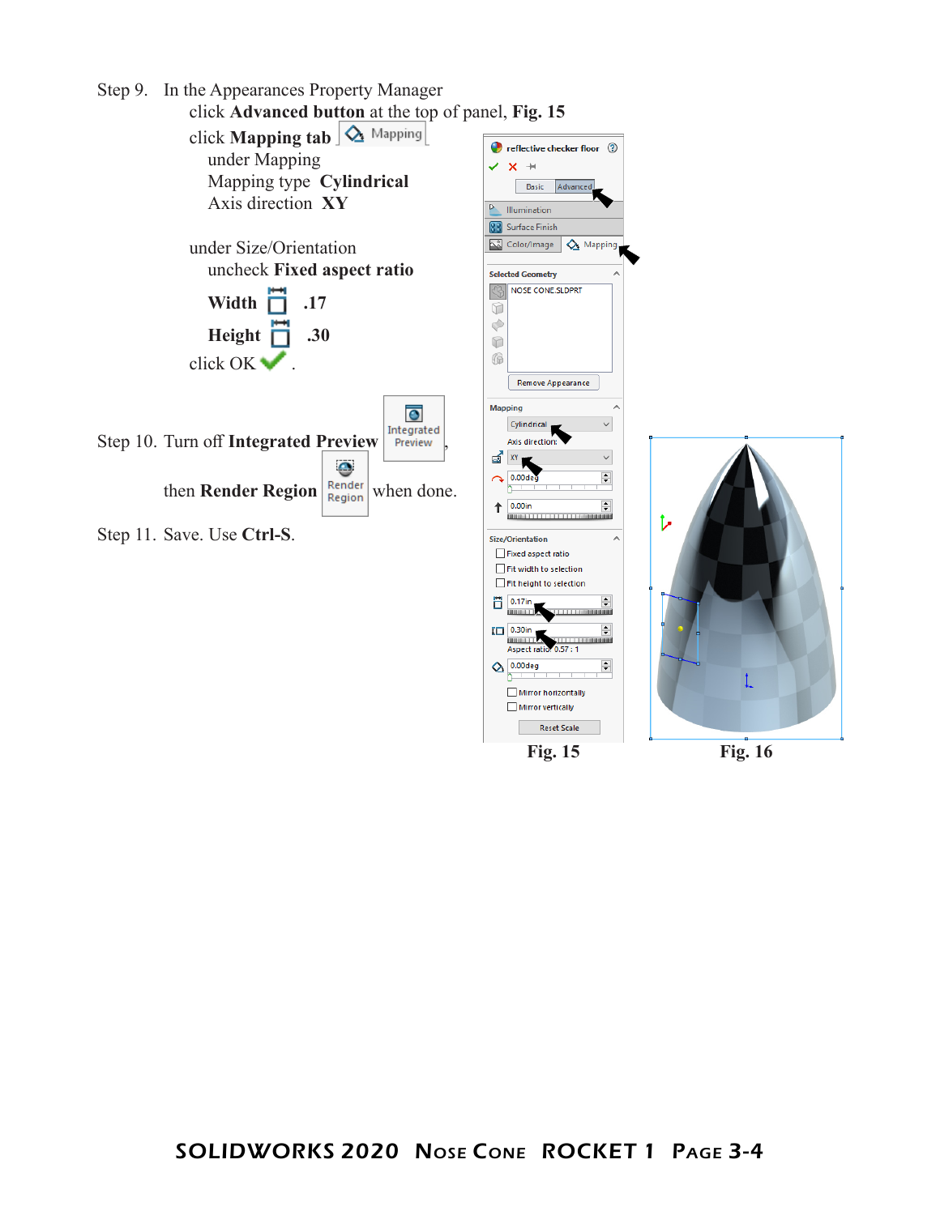Step 9. In the Appearances Property Manager

click **Advanced button** at the top of panel, **Fig. 15**

click **Mapping tab** Mapping

under Mapping

Mapping type **Cylindrical**

Axis direction **XY**

under Size/Orientation

uncheck **Fixed aspect ratio**

**Width** .17

**Height** .30

click OK .

Step 10. Turn off **Integrated Preview** Integrated Preview,

then **Render Region** Render Region when done.

Step 11. Save. Use **Ctrl-S**.

reflective checker floor

Basic Advanced

Illumination

Surface Finish

Color/Image Mapping

Selected Geometry

NOSE CONE.SLDPRT

Remove Appearance

Mapping

Cylindrical

Axis direction:

XY

0.00deg

0.00in

Size/Orientation

Fixed aspect ratio

Fit width to selection

Fit height to selection

0.17in

0.30in

Aspect ratio: 0.57 : 1

0.00deg

Mirror horizontally

Mirror vertically

Reset Scale

**Fig. 15**

**Fig. 16**